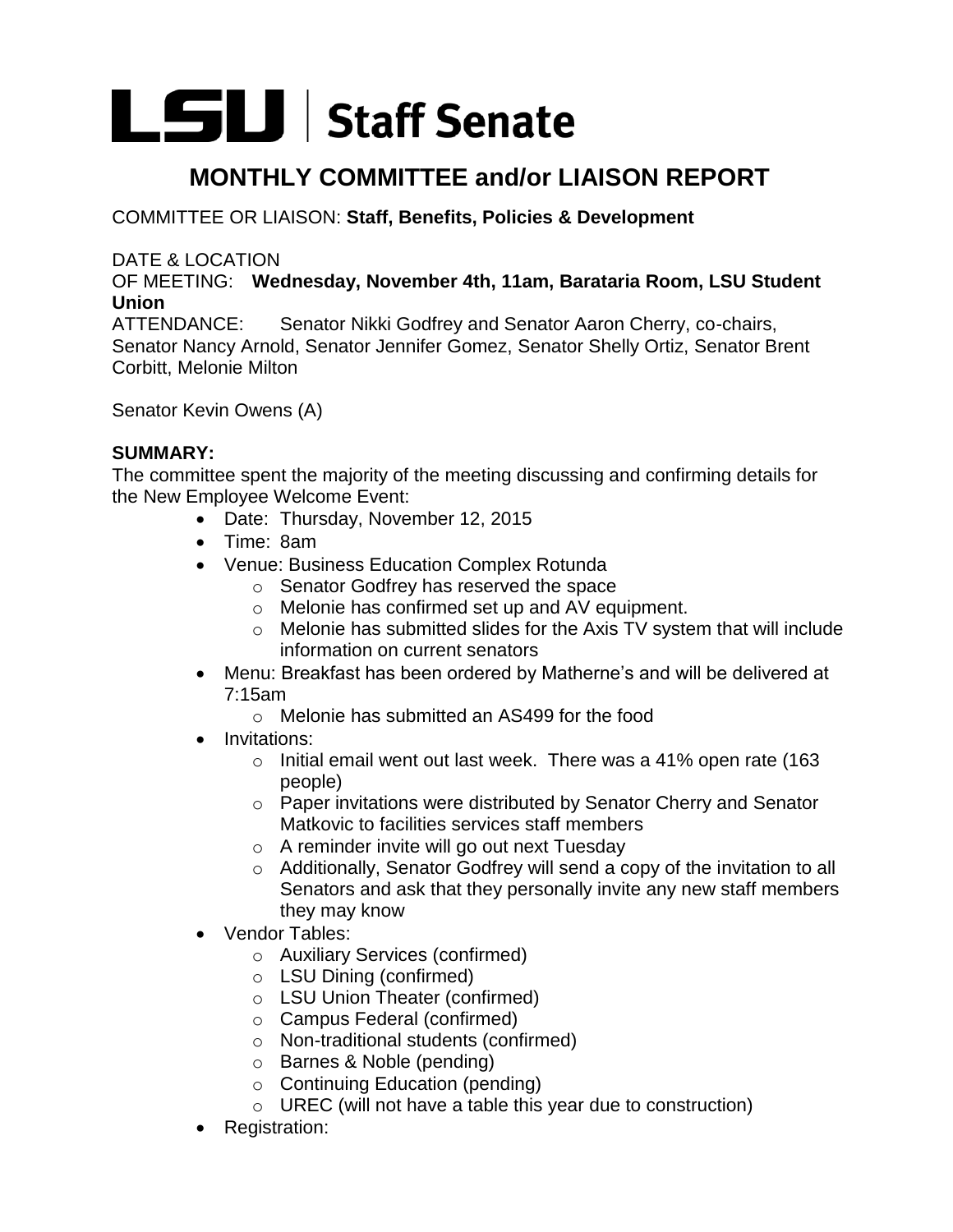# LSU | Staff Senate

## MONTHLY COMMITTEE and/or LIAISON REPORT

COMMITTEE OR LIAISON: **Staff, Benefits, Policies & Development**

DATE & LOCATION
OF MEETING: **Wednesday, November 4th, 11am, Barataria Room, LSU Student Union**

ATTENDANCE: Senator Nikki Godfrey and Senator Aaron Cherry, co-chairs, Senator Nancy Arnold, Senator Jennifer Gomez, Senator Shelly Ortiz, Senator Brent Corbitt, Melonie Milton

Senator Kevin Owens (A)

**SUMMARY:**

The committee spent the majority of the meeting discussing and confirming details for the New Employee Welcome Event:

- Date: Thursday, November 12, 2015
- Time: 8am
- Venue: Business Education Complex Rotunda
  - Senator Godfrey has reserved the space
  - Melonie has confirmed set up and AV equipment.
  - Melonie has submitted slides for the Axis TV system that will include information on current senators
- Menu: Breakfast has been ordered by Matherne's and will be delivered at 7:15am
  - Melonie has submitted an AS499 for the food
- Invitations:
  - Initial email went out last week. There was a 41% open rate (163 people)
  - Paper invitations were distributed by Senator Cherry and Senator Matkovic to facilities services staff members
  - A reminder invite will go out next Tuesday
  - Additionally, Senator Godfrey will send a copy of the invitation to all Senators and ask that they personally invite any new staff members they may know
- Vendor Tables:
  - Auxiliary Services (confirmed)
  - LSU Dining (confirmed)
  - LSU Union Theater (confirmed)
  - Campus Federal (confirmed)
  - Non-traditional students (confirmed)
  - Barnes & Noble (pending)
  - Continuing Education (pending)
  - UREC (will not have a table this year due to construction)
- Registration: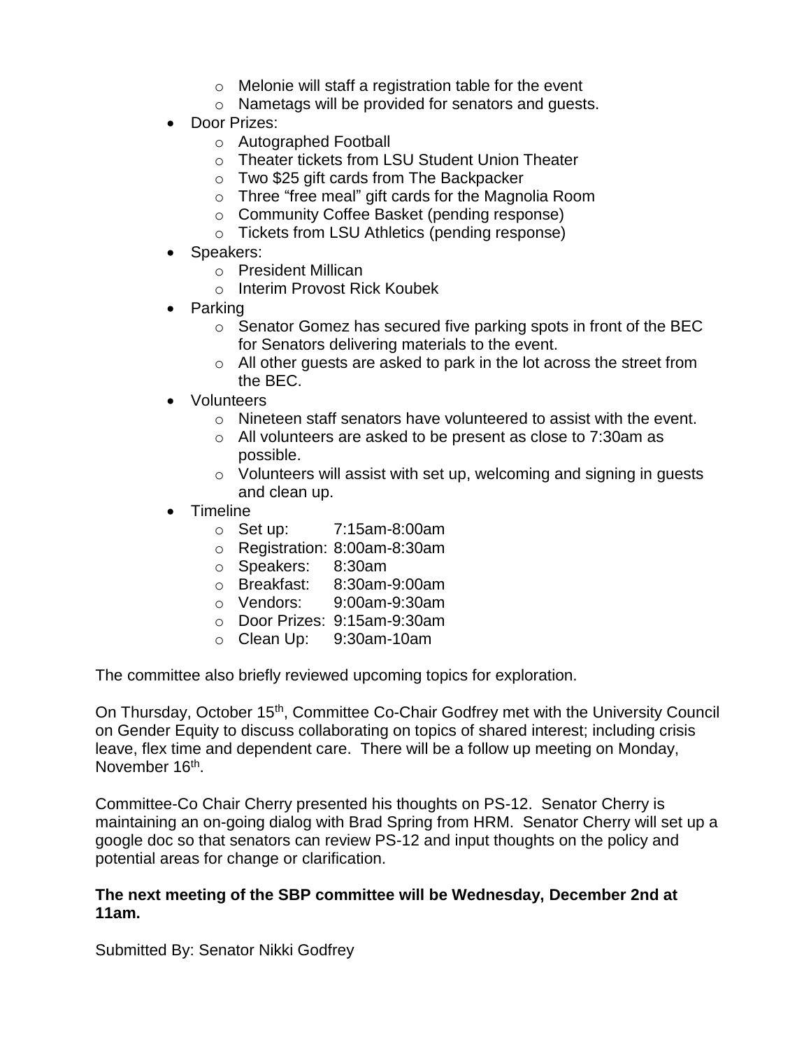- Melonie will staff a registration table for the event
  - Nametags will be provided for senators and guests.
- Door Prizes:
  - Autographed Football
  - Theater tickets from LSU Student Union Theater
  - Two $25 gift cards from The Backpacker
  - Three "free meal" gift cards for the Magnolia Room
  - Community Coffee Basket (pending response)
  - Tickets from LSU Athletics (pending response)
- Speakers:
  - President Millican
  - Interim Provost Rick Koubek
- Parking
  - Senator Gomez has secured five parking spots in front of the BEC for Senators delivering materials to the event.
  - All other guests are asked to park in the lot across the street from the BEC.
- Volunteers
  - Nineteen staff senators have volunteered to assist with the event.
  - All volunteers are asked to be present as close to 7:30am as possible.
  - Volunteers will assist with set up, welcoming and signing in guests and clean up.
- Timeline
  - Set up: 7:15am-8:00am
  - Registration: 8:00am-8:30am
  - Speakers: 8:30am
  - Breakfast: 8:30am-9:00am
  - Vendors: 9:00am-9:30am
  - Door Prizes: 9:15am-9:30am
  - Clean Up: 9:30am-10am

The committee also briefly reviewed upcoming topics for exploration.

On Thursday, October 15th, Committee Co-Chair Godfrey met with the University Council on Gender Equity to discuss collaborating on topics of shared interest; including crisis leave, flex time and dependent care. There will be a follow up meeting on Monday, November 16th.

Committee-Co Chair Cherry presented his thoughts on PS-12. Senator Cherry is maintaining an on-going dialog with Brad Spring from HRM. Senator Cherry will set up a google doc so that senators can review PS-12 and input thoughts on the policy and potential areas for change or clarification.

**The next meeting of the SBP committee will be Wednesday, December 2nd at 11am.**

Submitted By: Senator Nikki Godfrey